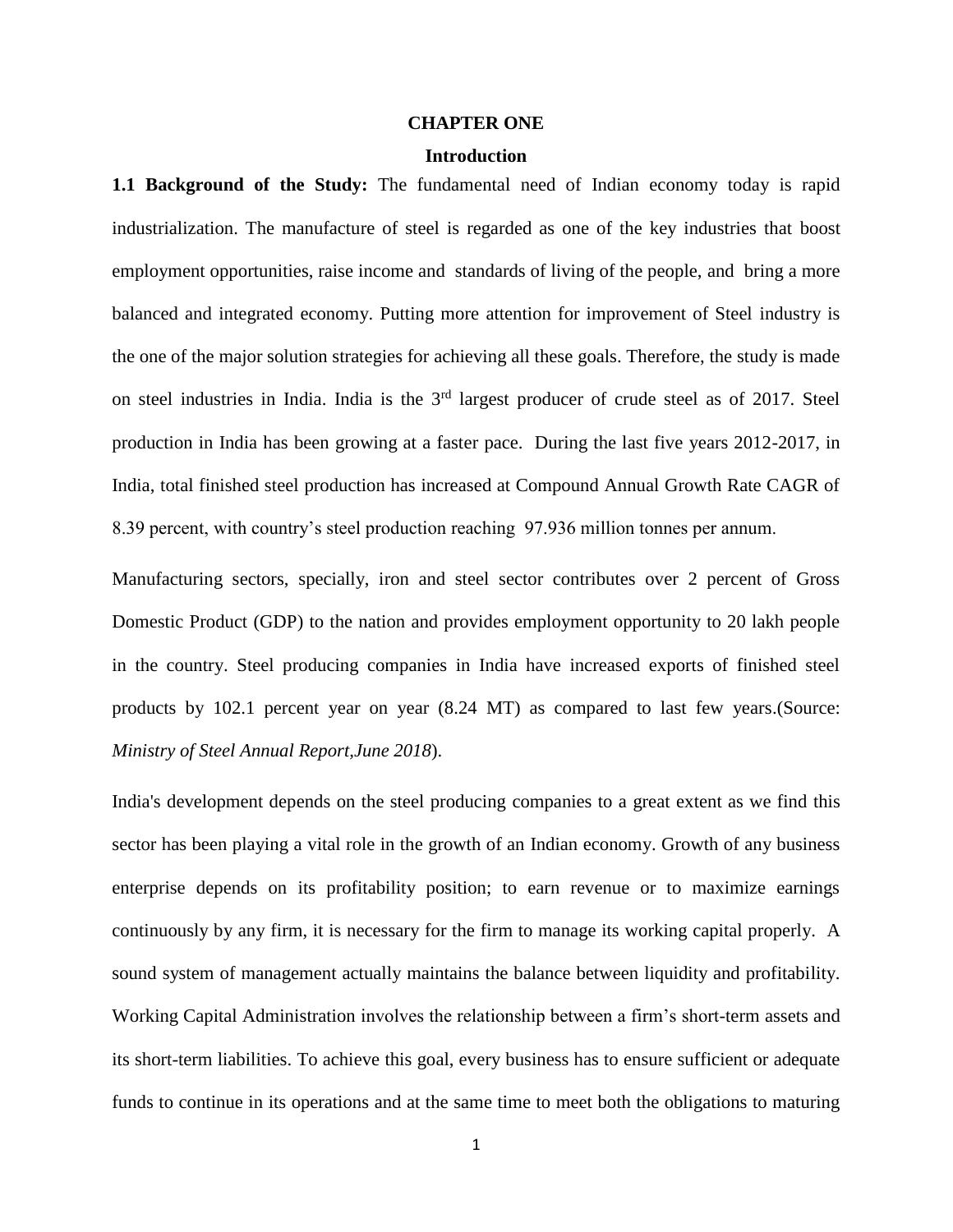# CHAPTER ONE

## Introduction

**1.1 Background of the Study:** The fundamental need of Indian economy today is rapid industrialization. The manufacture of steel is regarded as one of the key industries that boost employment opportunities, raise income and standards of living of the people, and bring a more balanced and integrated economy. Putting more attention for improvement of Steel industry is the one of the major solution strategies for achieving all these goals. Therefore, the study is made on steel industries in India. India is the 3rd largest producer of crude steel as of 2017. Steel production in India has been growing at a faster pace. During the last five years 2012-2017, in India, total finished steel production has increased at Compound Annual Growth Rate CAGR of 8.39 percent, with country's steel production reaching 97.936 million tonnes per annum.

Manufacturing sectors, specially, iron and steel sector contributes over 2 percent of Gross Domestic Product (GDP) to the nation and provides employment opportunity to 20 lakh people in the country. Steel producing companies in India have increased exports of finished steel products by 102.1 percent year on year (8.24 MT) as compared to last few years.(Source: *Ministry of Steel Annual Report,June 2018*).

India's development depends on the steel producing companies to a great extent as we find this sector has been playing a vital role in the growth of an Indian economy. Growth of any business enterprise depends on its profitability position; to earn revenue or to maximize earnings continuously by any firm, it is necessary for the firm to manage its working capital properly. A sound system of management actually maintains the balance between liquidity and profitability. Working Capital Administration involves the relationship between a firm's short-term assets and its short-term liabilities. To achieve this goal, every business has to ensure sufficient or adequate funds to continue in its operations and at the same time to meet both the obligations to maturing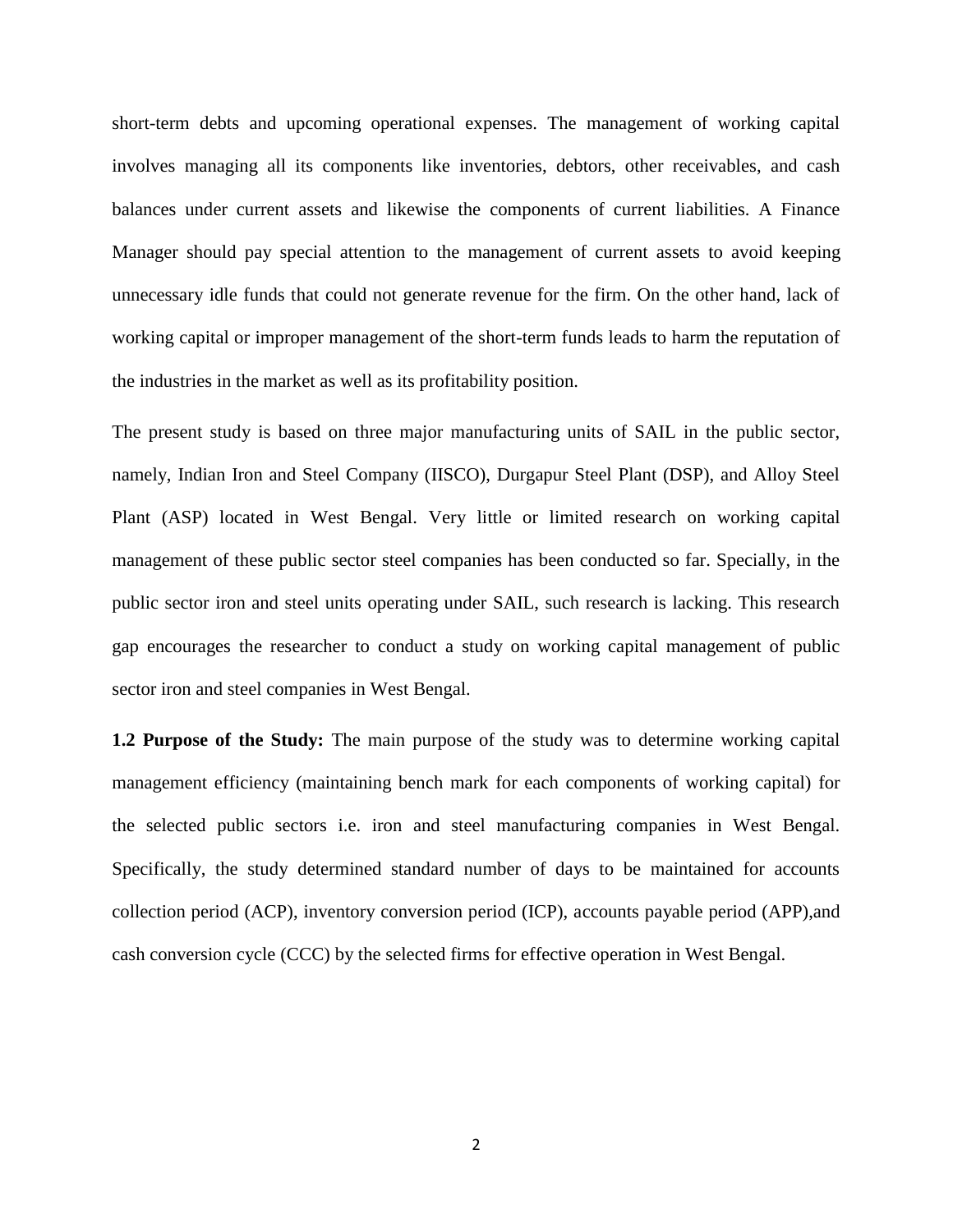short-term debts and upcoming operational expenses. The management of working capital involves managing all its components like inventories, debtors, other receivables, and cash balances under current assets and likewise the components of current liabilities. A Finance Manager should pay special attention to the management of current assets to avoid keeping unnecessary idle funds that could not generate revenue for the firm. On the other hand, lack of working capital or improper management of the short-term funds leads to harm the reputation of the industries in the market as well as its profitability position.

The present study is based on three major manufacturing units of SAIL in the public sector, namely, Indian Iron and Steel Company (IISCO), Durgapur Steel Plant (DSP), and Alloy Steel Plant (ASP) located in West Bengal. Very little or limited research on working capital management of these public sector steel companies has been conducted so far. Specially, in the public sector iron and steel units operating under SAIL, such research is lacking. This research gap encourages the researcher to conduct a study on working capital management of public sector iron and steel companies in West Bengal.

**1.2 Purpose of the Study:** The main purpose of the study was to determine working capital management efficiency (maintaining bench mark for each components of working capital) for the selected public sectors i.e. iron and steel manufacturing companies in West Bengal. Specifically, the study determined standard number of days to be maintained for accounts collection period (ACP), inventory conversion period (ICP), accounts payable period (APP),and cash conversion cycle (CCC) by the selected firms for effective operation in West Bengal.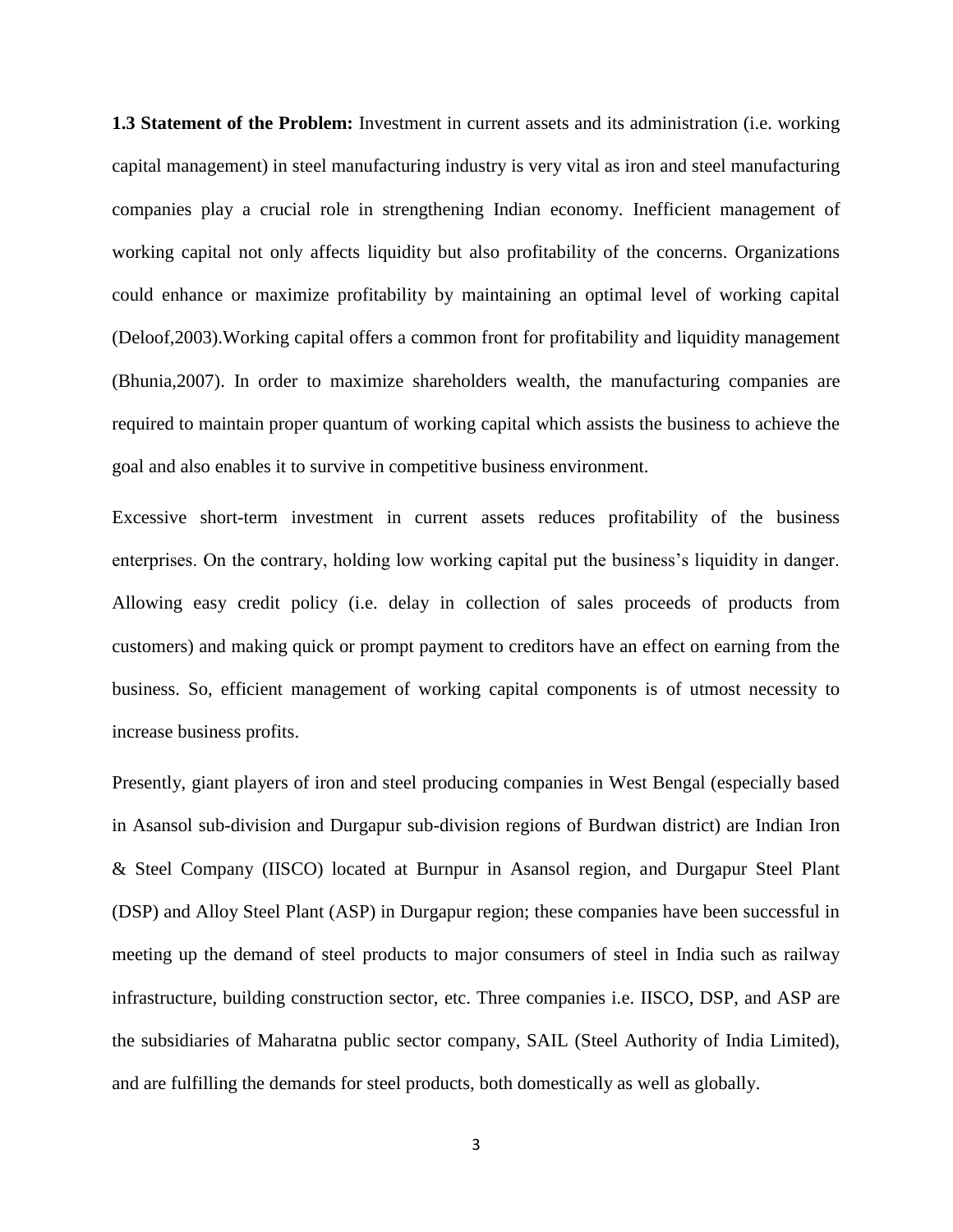**1.3 Statement of the Problem:** Investment in current assets and its administration (i.e. working capital management) in steel manufacturing industry is very vital as iron and steel manufacturing companies play a crucial role in strengthening Indian economy. Inefficient management of working capital not only affects liquidity but also profitability of the concerns. Organizations could enhance or maximize profitability by maintaining an optimal level of working capital (Deloof,2003).Working capital offers a common front for profitability and liquidity management (Bhunia,2007). In order to maximize shareholders wealth, the manufacturing companies are required to maintain proper quantum of working capital which assists the business to achieve the goal and also enables it to survive in competitive business environment.

Excessive short-term investment in current assets reduces profitability of the business enterprises. On the contrary, holding low working capital put the business's liquidity in danger. Allowing easy credit policy (i.e. delay in collection of sales proceeds of products from customers) and making quick or prompt payment to creditors have an effect on earning from the business. So, efficient management of working capital components is of utmost necessity to increase business profits.

Presently, giant players of iron and steel producing companies in West Bengal (especially based in Asansol sub-division and Durgapur sub-division regions of Burdwan district) are Indian Iron & Steel Company (IISCO) located at Burnpur in Asansol region, and Durgapur Steel Plant (DSP) and Alloy Steel Plant (ASP) in Durgapur region; these companies have been successful in meeting up the demand of steel products to major consumers of steel in India such as railway infrastructure, building construction sector, etc. Three companies i.e. IISCO, DSP, and ASP are the subsidiaries of Maharatna public sector company, SAIL (Steel Authority of India Limited), and are fulfilling the demands for steel products, both domestically as well as globally.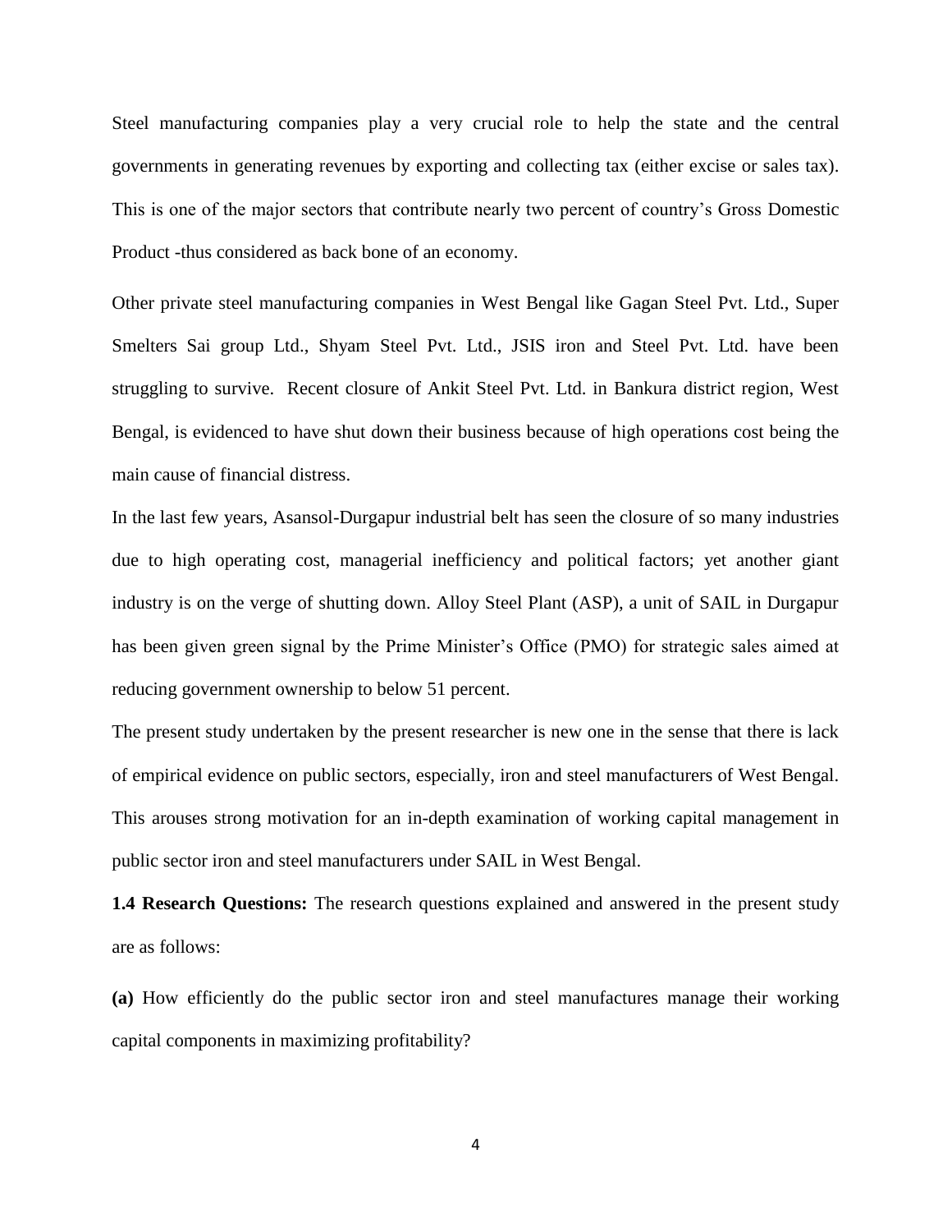Steel manufacturing companies play a very crucial role to help the state and the central governments in generating revenues by exporting and collecting tax (either excise or sales tax). This is one of the major sectors that contribute nearly two percent of country's Gross Domestic Product -thus considered as back bone of an economy.

Other private steel manufacturing companies in West Bengal like Gagan Steel Pvt. Ltd., Super Smelters Sai group Ltd., Shyam Steel Pvt. Ltd., JSIS iron and Steel Pvt. Ltd. have been struggling to survive. Recent closure of Ankit Steel Pvt. Ltd. in Bankura district region, West Bengal, is evidenced to have shut down their business because of high operations cost being the main cause of financial distress.

In the last few years, Asansol-Durgapur industrial belt has seen the closure of so many industries due to high operating cost, managerial inefficiency and political factors; yet another giant industry is on the verge of shutting down. Alloy Steel Plant (ASP), a unit of SAIL in Durgapur has been given green signal by the Prime Minister's Office (PMO) for strategic sales aimed at reducing government ownership to below 51 percent.

The present study undertaken by the present researcher is new one in the sense that there is lack of empirical evidence on public sectors, especially, iron and steel manufacturers of West Bengal. This arouses strong motivation for an in-depth examination of working capital management in public sector iron and steel manufacturers under SAIL in West Bengal.

**1.4 Research Questions:** The research questions explained and answered in the present study are as follows:

**(a)** How efficiently do the public sector iron and steel manufactures manage their working capital components in maximizing profitability?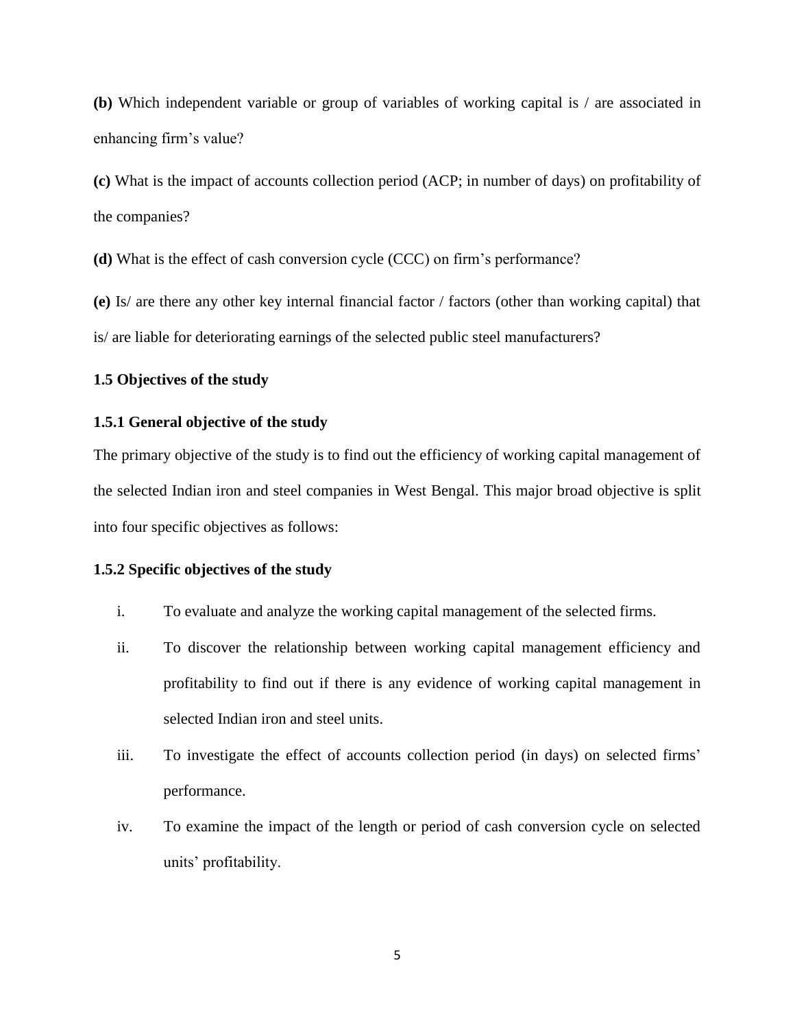**(b)** Which independent variable or group of variables of working capital is / are associated in enhancing firm's value?

**(c)** What is the impact of accounts collection period (ACP; in number of days) on profitability of the companies?

**(d)** What is the effect of cash conversion cycle (CCC) on firm's performance?

**(e)** Is/ are there any other key internal financial factor / factors (other than working capital) that is/ are liable for deteriorating earnings of the selected public steel manufacturers?

### 1.5 Objectives of the study

#### 1.5.1 General objective of the study

The primary objective of the study is to find out the efficiency of working capital management of the selected Indian iron and steel companies in West Bengal. This major broad objective is split into four specific objectives as follows:

#### 1.5.2 Specific objectives of the study

i. To evaluate and analyze the working capital management of the selected firms.

ii. To discover the relationship between working capital management efficiency and profitability to find out if there is any evidence of working capital management in selected Indian iron and steel units.

iii. To investigate the effect of accounts collection period (in days) on selected firms' performance.

iv. To examine the impact of the length or period of cash conversion cycle on selected units' profitability.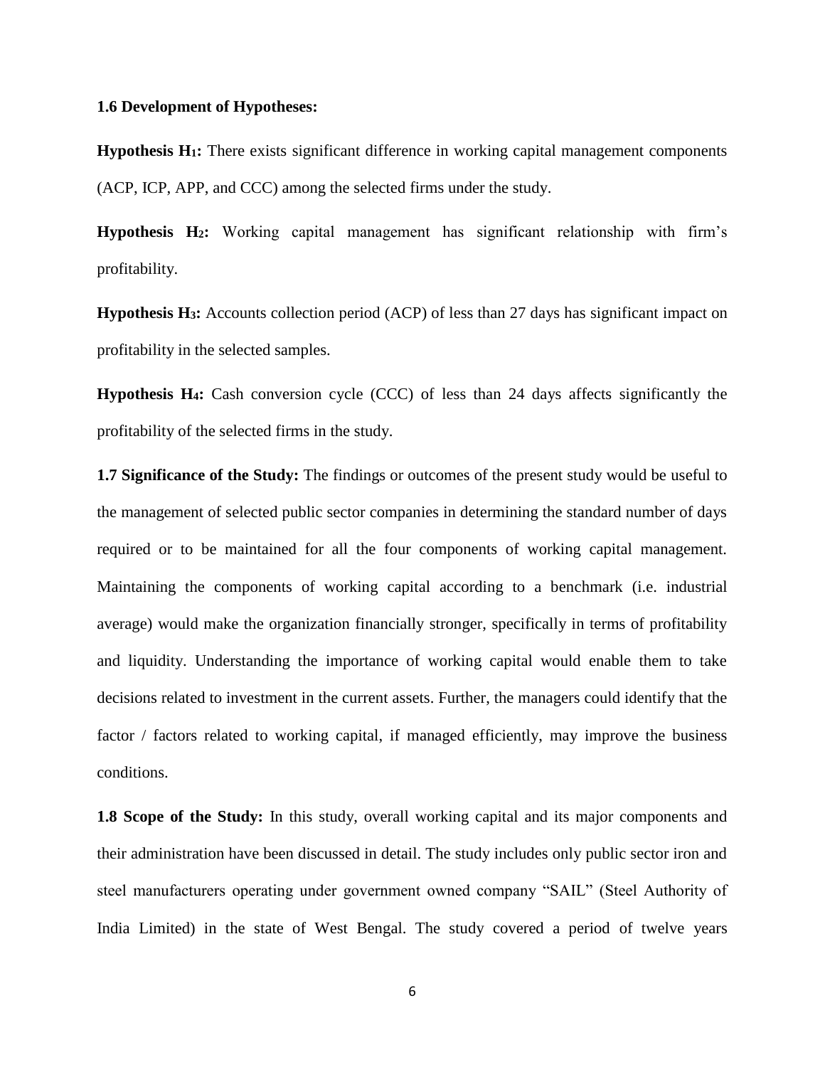**1.6 Development of Hypotheses:**

**Hypothesis $H_1$:** There exists significant difference in working capital management components (ACP, ICP, APP, and CCC) among the selected firms under the study.

**Hypothesis $H_2$:** Working capital management has significant relationship with firm's profitability.

**Hypothesis $H_3$:** Accounts collection period (ACP) of less than 27 days has significant impact on profitability in the selected samples.

**Hypothesis $H_4$:** Cash conversion cycle (CCC) of less than 24 days affects significantly the profitability of the selected firms in the study.

**1.7 Significance of the Study:** The findings or outcomes of the present study would be useful to the management of selected public sector companies in determining the standard number of days required or to be maintained for all the four components of working capital management. Maintaining the components of working capital according to a benchmark (i.e. industrial average) would make the organization financially stronger, specifically in terms of profitability and liquidity. Understanding the importance of working capital would enable them to take decisions related to investment in the current assets. Further, the managers could identify that the factor / factors related to working capital, if managed efficiently, may improve the business conditions.

**1.8 Scope of the Study:** In this study, overall working capital and its major components and their administration have been discussed in detail. The study includes only public sector iron and steel manufacturers operating under government owned company "SAIL" (Steel Authority of India Limited) in the state of West Bengal. The study covered a period of twelve years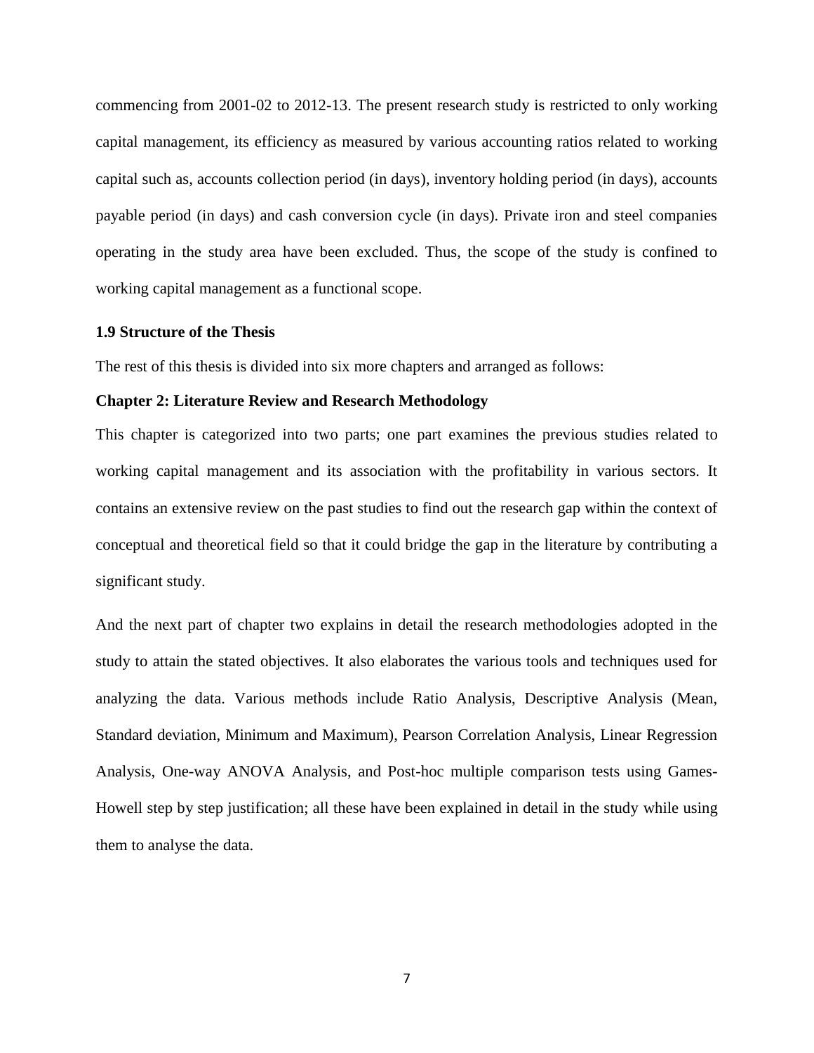commencing from 2001-02 to 2012-13. The present research study is restricted to only working capital management, its efficiency as measured by various accounting ratios related to working capital such as, accounts collection period (in days), inventory holding period (in days), accounts payable period (in days) and cash conversion cycle (in days). Private iron and steel companies operating in the study area have been excluded. Thus, the scope of the study is confined to working capital management as a functional scope.

### 1.9 Structure of the Thesis

The rest of this thesis is divided into six more chapters and arranged as follows:

**Chapter 2: Literature Review and Research Methodology**

This chapter is categorized into two parts; one part examines the previous studies related to working capital management and its association with the profitability in various sectors. It contains an extensive review on the past studies to find out the research gap within the context of conceptual and theoretical field so that it could bridge the gap in the literature by contributing a significant study.

And the next part of chapter two explains in detail the research methodologies adopted in the study to attain the stated objectives. It also elaborates the various tools and techniques used for analyzing the data. Various methods include Ratio Analysis, Descriptive Analysis (Mean, Standard deviation, Minimum and Maximum), Pearson Correlation Analysis, Linear Regression Analysis, One-way ANOVA Analysis, and Post-hoc multiple comparison tests using Games-Howell step by step justification; all these have been explained in detail in the study while using them to analyse the data.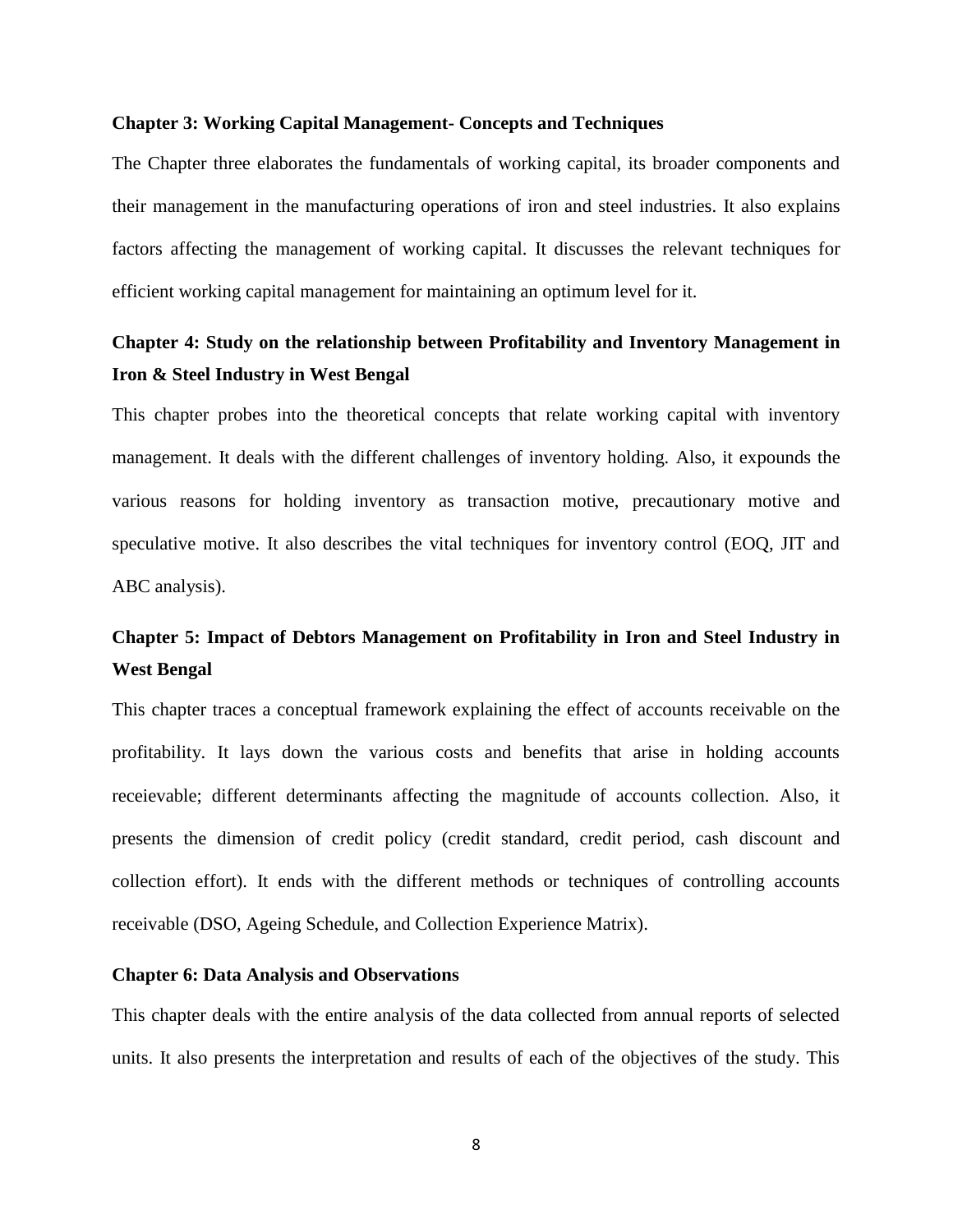**Chapter 3: Working Capital Management- Concepts and Techniques**

The Chapter three elaborates the fundamentals of working capital, its broader components and their management in the manufacturing operations of iron and steel industries. It also explains factors affecting the management of working capital. It discusses the relevant techniques for efficient working capital management for maintaining an optimum level for it.

**Chapter 4: Study on the relationship between Profitability and Inventory Management in Iron & Steel Industry in West Bengal**

This chapter probes into the theoretical concepts that relate working capital with inventory management. It deals with the different challenges of inventory holding. Also, it expounds the various reasons for holding inventory as transaction motive, precautionary motive and speculative motive. It also describes the vital techniques for inventory control (EOQ, JIT and ABC analysis).

**Chapter 5: Impact of Debtors Management on Profitability in Iron and Steel Industry in West Bengal**

This chapter traces a conceptual framework explaining the effect of accounts receivable on the profitability. It lays down the various costs and benefits that arise in holding accounts receievable; different determinants affecting the magnitude of accounts collection. Also, it presents the dimension of credit policy (credit standard, credit period, cash discount and collection effort). It ends with the different methods or techniques of controlling accounts receivable (DSO, Ageing Schedule, and Collection Experience Matrix).

**Chapter 6: Data Analysis and Observations**

This chapter deals with the entire analysis of the data collected from annual reports of selected units. It also presents the interpretation and results of each of the objectives of the study. This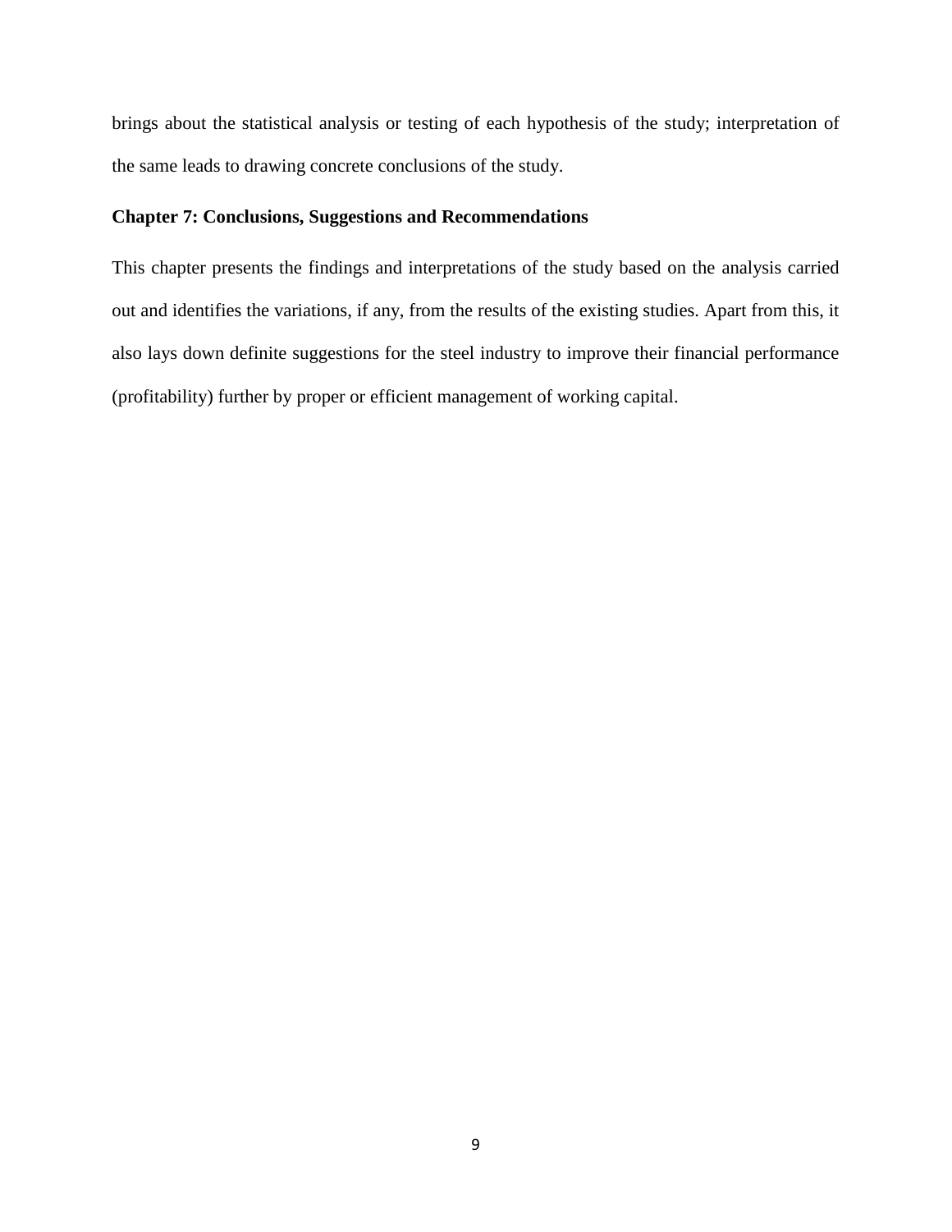brings about the statistical analysis or testing of each hypothesis of the study; interpretation of the same leads to drawing concrete conclusions of the study.

**Chapter 7: Conclusions, Suggestions and Recommendations**

This chapter presents the findings and interpretations of the study based on the analysis carried out and identifies the variations, if any, from the results of the existing studies. Apart from this, it also lays down definite suggestions for the steel industry to improve their financial performance (profitability) further by proper or efficient management of working capital.